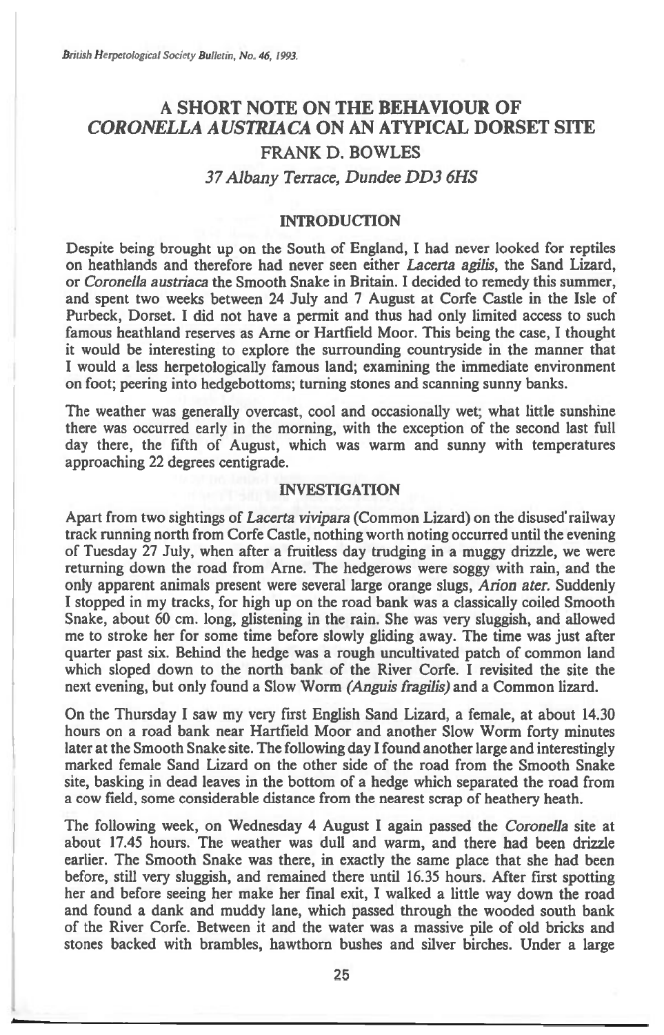# A SHORT NOTE ON THE BEHAVIOUR OF *CORONELLA AUSTRIACA* ON AN ATYPICAL DORSET SITE

## FRANK D. BOWLES

*37 Albany Terrace, Dundee DD3 6HS*

## INTRODUCTION

Despite being brought up on the South of England, I had never looked for reptiles on heathlands and therefore had never seen either *Lacerta agilis*, the Sand Lizard, or *Coronella austriaca* the Smooth Snake in Britain. I decided to remedy this summer, and spent two weeks between 24 July and 7 August at Corfe Castle in the Isle of Purbeck, Dorset. I did not have a permit and thus had only limited access to such famous heathland reserves as Arne or Hartfield Moor. This being the case, I thought it would be interesting to explore the surrounding countryside in the manner that I would a less herpetologically famous land; examining the immediate environment on foot; peering into hedgebottoms; turning stones and scanning sunny banks.

The weather was generally overcast, cool and occasionally wet; what little sunshine there was occurred early in the morning, with the exception of the second last full day there, the fifth of August, which was warm and sunny with temperatures approaching 22 degrees centigrade.

## INVESTIGATION

Apart from two sightings of *Lacerta vivipara* (Common Lizard) on the disused railway track running north from Corfe Castle, nothing worth noting occurred until the evening of Tuesday 27 July, when after a fruitless day trudging in a muggy drizzle, we were returning down the road from Arne. The hedgerows were soggy with rain, and the only apparent animals present were several large orange slugs, *Arion ater*. Suddenly I stopped in my tracks, for high up on the road bank was a classically coiled Smooth Snake, about 60 cm. long, glistening in the rain. She was very sluggish, and allowed me to stroke her for some time before slowly gliding away. The time was just after quarter past six. Behind the hedge was a rough uncultivated patch of common land which sloped down to the north bank of the River Corfe. I revisited the site the next evening, but only found a Slow Worm *(Anguis fragilis)* and a Common lizard.

On the Thursday I saw my very first English Sand Lizard, a female, at about 14.30 hours on a road bank near Hartfield Moor and another Slow Worm forty minutes later at the Smooth Snake site. The following day I found another large and interestingly marked female Sand Lizard on the other side of the road from the Smooth Snake site, basking in dead leaves in the bottom of a hedge which separated the road from a cow field, some considerable distance from the nearest scrap of heathery heath.

The following week, on Wednesday 4 August I again passed the *Coronella* site at about 17.45 hours. The weather was dull and warm, and there had been drizzle earlier. The Smooth Snake was there, in exactly the same place that she had been before, still very sluggish, and remained there until 16.35 hours. After first spotting her and before seeing her make her final exit, I walked a little way down the road and found a dank and muddy lane, which passed through the wooded south bank of the River Corfe. Between it and the water was a massive pile of old bricks and stones backed with brambles, hawthorn bushes and silver birches. Under a large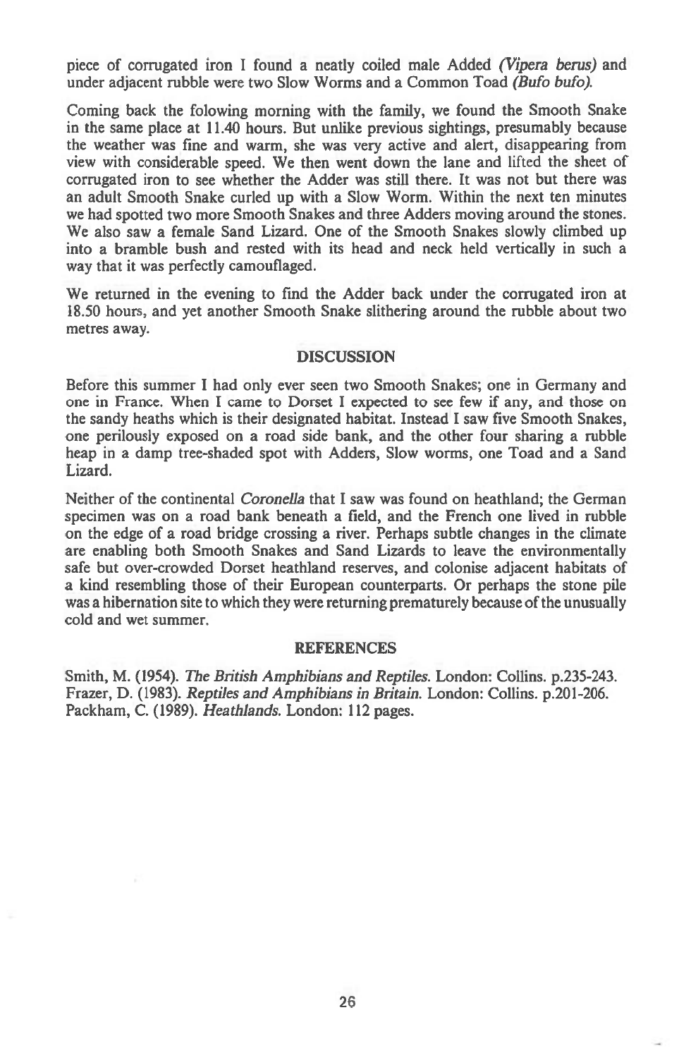piece of corrugated iron I found a neatly coiled male Added *(Vipera berus)* and under adjacent rubble were two Slow Worms and a Common Toad *(Bufo bufo)*.

Coming back the folowing morning with the family, we found the Smooth Snake in the same place at 11.40 hours. But unlike previous sightings, presumably because the weather was fine and warm, she was very active and alert, disappearing from view with considerable speed. We then went down the lane and lifted the sheet of corrugated iron to see whether the Adder was still there. It was not but there was an adult Smooth Snake curled up with a Slow Worm. Within the next ten minutes we had spotted two more Smooth Snakes and three Adders moving around the stones. We also saw a female Sand Lizard. One of the Smooth Snakes slowly climbed up into a bramble bush and rested with its head and neck held vertically in such a way that it was perfectly camouflaged.

We returned in the evening to find the Adder back under the corrugated iron at 18.50 hours, and yet another Smooth Snake slithering around the rubble about two metres away.

## DISCUSSION

Before this summer I had only ever seen two Smooth Snakes; one in Germany and one in France. When I came to Dorset I expected to see few if any, and those on the sandy heaths which is their designated habitat. Instead I saw five Smooth Snakes, one perilously exposed on a road side bank, and the other four sharing a rubble heap in a damp tree-shaded spot with Adders, Slow worms, one Toad and a Sand Lizard.

Neither of the continental *Coronella* that I saw was found on heathland; the German specimen was on a road bank beneath a field, and the French one lived in rubble on the edge of a road bridge crossing a river. Perhaps subtle changes in the climate are enabling both Smooth Snakes and Sand Lizards to leave the environmentally safe but over-crowded Dorset heathland reserves, and colonise adjacent habitats of a kind resembling those of their European counterparts. Or perhaps the stone pile was a hibernation site to which they were returning prematurely because of the unusually cold and wet summer.

## REFERENCES

Smith, M. (1954). *The British Amphibians and Reptiles.* London: Collins. p.235-243.
Frazer, D. (1983). *Reptiles and Amphibians in Britain.* London: Collins. p.201-206.
Packham, C. (1989). *Heathlands.* London: 112 pages.